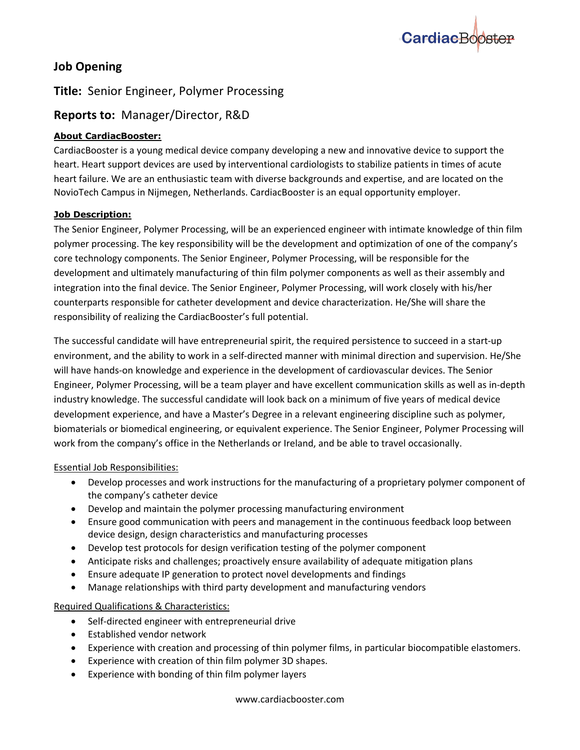# Job Opening

## **Title:** Senior Engineer, Polymer Processing

## **Reports to:** Manager/Director, R&D

**About CardiacBooster:**

CardiacBooster is a young medical device company developing a new and innovative device to support the heart. Heart support devices are used by interventional cardiologists to stabilize patients in times of acute heart failure. We are an enthusiastic team with diverse backgrounds and expertise, and are located on the NovioTech Campus in Nijmegen, Netherlands. CardiacBooster is an equal opportunity employer.

**Job Description:**

The Senior Engineer, Polymer Processing, will be an experienced engineer with intimate knowledge of thin film polymer processing. The key responsibility will be the development and optimization of one of the company's core technology components. The Senior Engineer, Polymer Processing, will be responsible for the development and ultimately manufacturing of thin film polymer components as well as their assembly and integration into the final device. The Senior Engineer, Polymer Processing, will work closely with his/her counterparts responsible for catheter development and device characterization. He/She will share the responsibility of realizing the CardiacBooster's full potential.

The successful candidate will have entrepreneurial spirit, the required persistence to succeed in a start-up environment, and the ability to work in a self-directed manner with minimal direction and supervision. He/She will have hands-on knowledge and experience in the development of cardiovascular devices. The Senior Engineer, Polymer Processing, will be a team player and have excellent communication skills as well as in-depth industry knowledge. The successful candidate will look back on a minimum of five years of medical device development experience, and have a Master's Degree in a relevant engineering discipline such as polymer, biomaterials or biomedical engineering, or equivalent experience. The Senior Engineer, Polymer Processing will work from the company's office in the Netherlands or Ireland, and be able to travel occasionally.

Essential Job Responsibilities:

- Develop processes and work instructions for the manufacturing of a proprietary polymer component of the company's catheter device
- Develop and maintain the polymer processing manufacturing environment
- Ensure good communication with peers and management in the continuous feedback loop between device design, design characteristics and manufacturing processes
- Develop test protocols for design verification testing of the polymer component
- Anticipate risks and challenges; proactively ensure availability of adequate mitigation plans
- Ensure adequate IP generation to protect novel developments and findings
- Manage relationships with third party development and manufacturing vendors

Required Qualifications & Characteristics:

- Self-directed engineer with entrepreneurial drive
- Established vendor network
- Experience with creation and processing of thin polymer films, in particular biocompatible elastomers.
- Experience with creation of thin film polymer 3D shapes.
- Experience with bonding of thin film polymer layers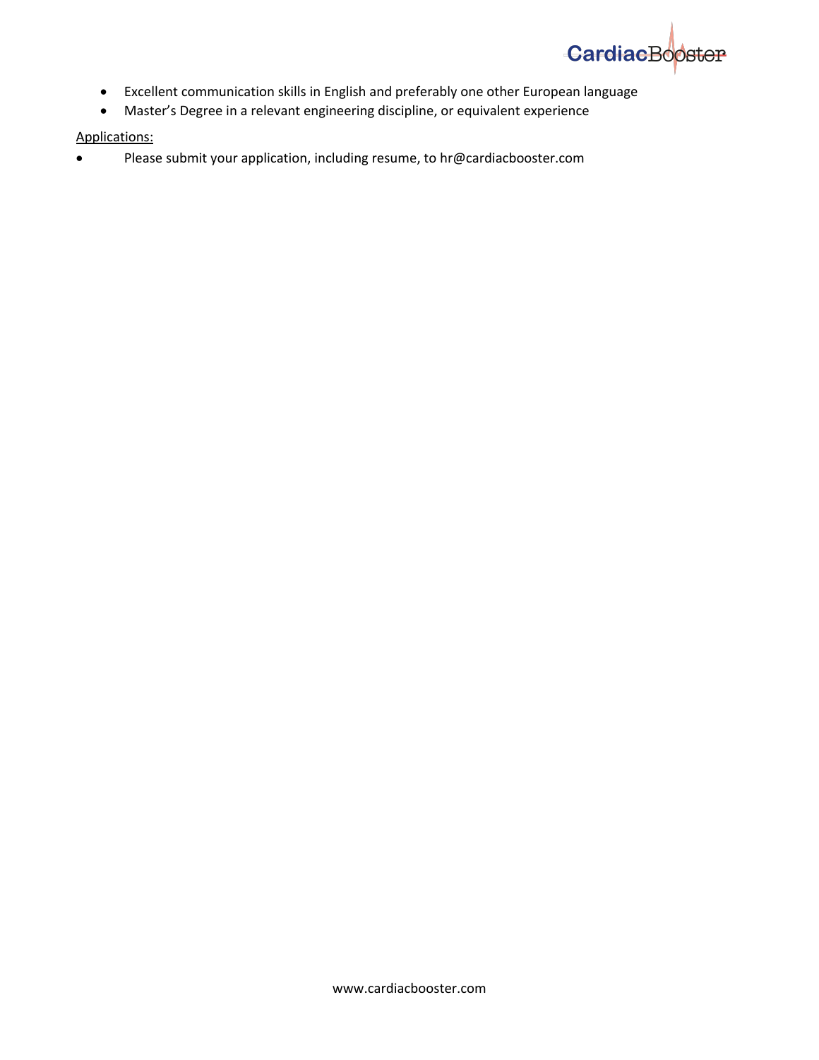- Excellent communication skills in English and preferably one other European language
- Master's Degree in a relevant engineering discipline, or equivalent experience

Applications:

- Please submit your application, including resume, to hr@cardiacbooster.com